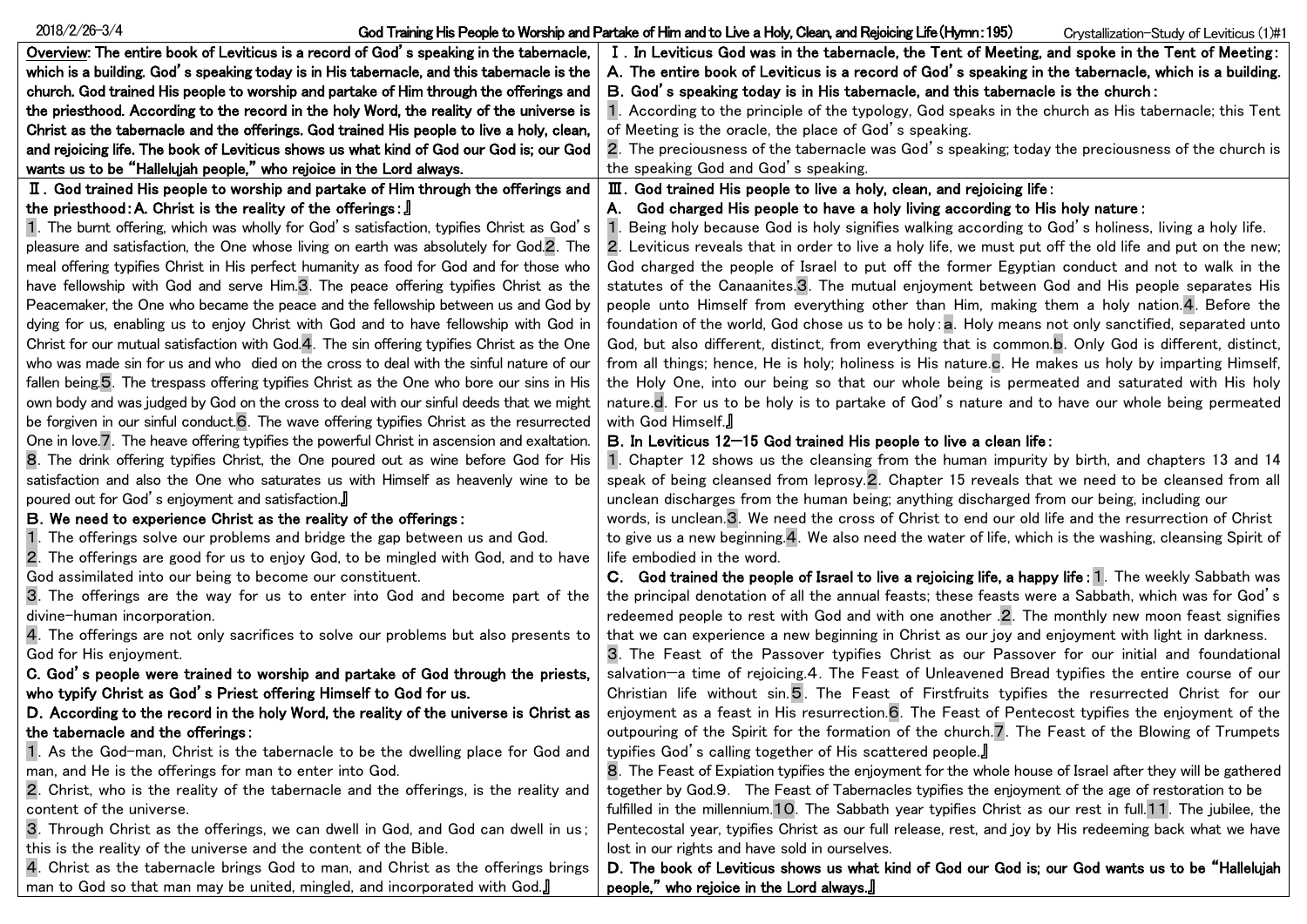2018/2/26-3/4

# God Training His People to Worship and Partake of Him and to Live a Holy, Clean, and Rejoicing Life (Hymn: 195)

Crystallization-Study of Leviticus (1)#1

**Overview: The entire book of Leviticus is a record of God's speaking in the tabernacle, which is a building. God's speaking today is in His tabernacle, and this tabernacle is the church. God trained His people to worship and partake of Him through the offerings and the priesthood. According to the record in the holy Word, the reality of the universe is Christ as the tabernacle and the offerings. God trained His people to live a holy, clean, and rejoicing life. The book of Leviticus shows us what kind of God our God is; our God wants us to be "Hallelujah people," who rejoice in the Lord always.**

**Ⅱ. God trained His people to worship and partake of Him through the offerings and the priesthood: A. Christ is the reality of the offerings:】**

1. The burnt offering, which was wholly for God's satisfaction, typifies Christ as God's pleasure and satisfaction, the One whose living on earth was absolutely for God. 2. The meal offering typifies Christ in His perfect humanity as food for God and for those who have fellowship with God and serve Him. 3. The peace offering typifies Christ as the Peacemaker, the One who became the peace and the fellowship between us and God by dying for us, enabling us to enjoy Christ with God and to have fellowship with God in Christ for our mutual satisfaction with God. 4. The sin offering typifies Christ as the One who was made sin for us and who died on the cross to deal with the sinful nature of our fallen being. 5. The trespass offering typifies Christ as the One who bore our sins in His own body and was judged by God on the cross to deal with our sinful deeds that we might be forgiven in our sinful conduct. 6. The wave offering typifies Christ as the resurrected One in love. 7. The heave offering typifies the powerful Christ in ascension and exaltation. 8. The drink offering typifies Christ, the One poured out as wine before God for His satisfaction and also the One who saturates us with Himself as heavenly wine to be poured out for God's enjoyment and satisfaction.】

**B. We need to experience Christ as the reality of the offerings:**

1. The offerings solve our problems and bridge the gap between us and God.
2. The offerings are good for us to enjoy God, to be mingled with God, and to have God assimilated into our being to become our constituent.
3. The offerings are the way for us to enter into God and become part of the divine-human incorporation.
4. The offerings are not only sacrifices to solve our problems but also presents to God for His enjoyment.

**C. God's people were trained to worship and partake of God through the priests, who typify Christ as God's Priest offering Himself to God for us.**

**D. According to the record in the holy Word, the reality of the universe is Christ as the tabernacle and the offerings:**

1. As the God-man, Christ is the tabernacle to be the dwelling place for God and man, and He is the offerings for man to enter into God.
2. Christ, who is the reality of the tabernacle and the offerings, is the reality and content of the universe.
3. Through Christ as the offerings, we can dwell in God, and God can dwell in us; this is the reality of the universe and the content of the Bible.
4. Christ as the tabernacle brings God to man, and Christ as the offerings brings man to God so that man may be united, mingled, and incorporated with God.】

**Ⅰ. In Leviticus God was in the tabernacle, the Tent of Meeting, and spoke in the Tent of Meeting:**

**A. The entire book of Leviticus is a record of God's speaking in the tabernacle, which is a building.**

**B. God's speaking today is in His tabernacle, and this tabernacle is the church:**

1. According to the principle of the typology, God speaks in the church as His tabernacle; this Tent of Meeting is the oracle, the place of God's speaking.
2. The preciousness of the tabernacle was God's speaking; today the preciousness of the church is the speaking God and God's speaking.

**Ⅲ. God trained His people to live a holy, clean, and rejoicing life:**

**A. God charged His people to have a holy living according to His holy nature:**

1. Being holy because God is holy signifies walking according to God's holiness, living a holy life. 2. Leviticus reveals that in order to live a holy life, we must put off the old life and put on the new; God charged the people of Israel to put off the former Egyptian conduct and not to walk in the statutes of the Canaanites. 3. The mutual enjoyment between God and His people separates His people unto Himself from everything other than Him, making them a holy nation. 4. Before the foundation of the world, God chose us to be holy: a. Holy means not only sanctified, separated unto God, but also different, distinct, from everything that is common. b. Only God is different, distinct, from all things; hence, He is holy; holiness is His nature. c. He makes us holy by imparting Himself, the Holy One, into our being so that our whole being is permeated and saturated with His holy nature. d. For us to be holy is to partake of God's nature and to have our whole being permeated with God Himself.】

**B. In Leviticus 12—15 God trained His people to live a clean life:**

1. Chapter 12 shows us the cleansing from the human impurity by birth, and chapters 13 and 14 speak of being cleansed from leprosy. 2. Chapter 15 reveals that we need to be cleansed from all unclean discharges from the human being; anything discharged from our being, including our words, is unclean. 3. We need the cross of Christ to end our old life and the resurrection of Christ to give us a new beginning. 4. We also need the water of life, which is the washing, cleansing Spirit of life embodied in the word.

**C. God trained the people of Israel to live a rejoicing life, a happy life:** 1. The weekly Sabbath was the principal denotation of all the annual feasts; these feasts were a Sabbath, which was for God's redeemed people to rest with God and with one another. 2. The monthly new moon feast signifies that we can experience a new beginning in Christ as our joy and enjoyment with light in darkness. 3. The Feast of the Passover typifies Christ as our Passover for our initial and foundational salvation—a time of rejoicing. 4. The Feast of Unleavened Bread typifies the entire course of our Christian life without sin. 5. The Feast of Firstfruits typifies the resurrected Christ for our enjoyment as a feast in His resurrection. 6. The Feast of Pentecost typifies the enjoyment of the outpouring of the Spirit for the formation of the church. 7. The Feast of the Blowing of Trumpets typifies God's calling together of His scattered people.】

8. The Feast of Expiation typifies the enjoyment for the whole house of Israel after they will be gathered together by God. 9. The Feast of Tabernacles typifies the enjoyment of the age of restoration to be fulfilled in the millennium. 10. The Sabbath year typifies Christ as our rest in full. 11. The jubilee, the Pentecostal year, typifies Christ as our full release, rest, and joy by His redeeming back what we have lost in our rights and have sold in ourselves.

**D. The book of Leviticus shows us what kind of God our God is; our God wants us to be "Hallelujah people," who rejoice in the Lord always.】**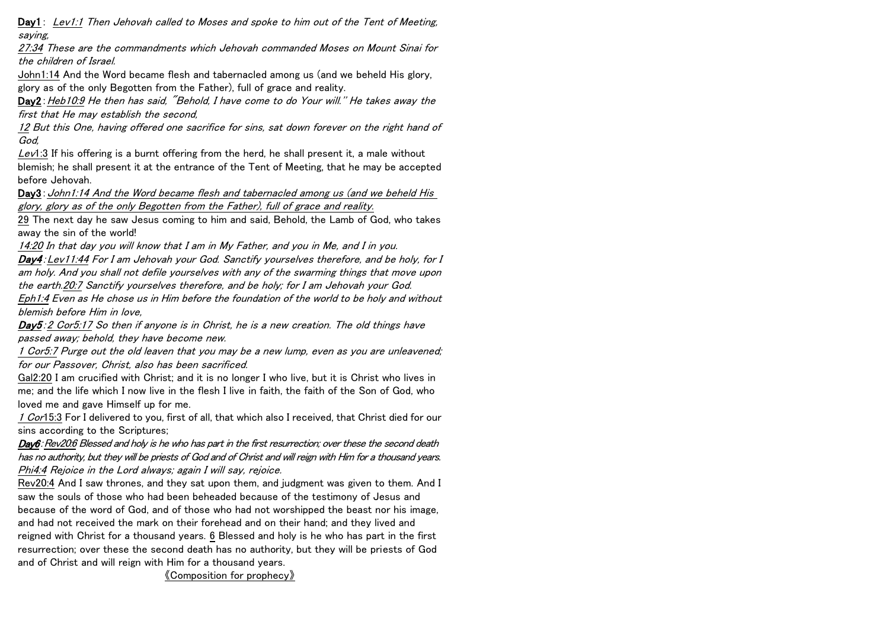**Day1**: *Lev1:1 Then Jehovah called to Moses and spoke to him out of the Tent of Meeting, saying,*

*27:34 These are the commandments which Jehovah commanded Moses on Mount Sinai for the children of Israel.*

John1:14 And the Word became flesh and tabernacled among us (and we beheld His glory, glory as of the only Begotten from the Father), full of grace and reality.

**Day2**: *Heb10:9 He then has said, "Behold, I have come to do Your will." He takes away the first that He may establish the second,*

*12 But this One, having offered one sacrifice for sins, sat down forever on the right hand of God,*

*Lev*1:3 If his offering is a burnt offering from the herd, he shall present it, a male without blemish; he shall present it at the entrance of the Tent of Meeting, that he may be accepted before Jehovah.

**Day3**: *John1:14 And the Word became flesh and tabernacled among us (and we beheld His glory, glory as of the only Begotten from the Father), full of grace and reality.*

29 The next day he saw Jesus coming to him and said, Behold, the Lamb of God, who takes away the sin of the world!

*14:20 In that day you will know that I am in My Father, and you in Me, and I in you.*

***Day4***: *Lev11:44 For I am Jehovah your God. Sanctify yourselves therefore, and be holy, for I am holy. And you shall not defile yourselves with any of the swarming things that move upon the earth.20:7 Sanctify yourselves therefore, and be holy; for I am Jehovah your God.*

*Eph1:4 Even as He chose us in Him before the foundation of the world to be holy and without blemish before Him in love,*

***Day5***: *2 Cor5:17 So then if anyone is in Christ, he is a new creation. The old things have passed away; behold, they have become new.*

*1 Cor5:7 Purge out the old leaven that you may be a new lump, even as you are unleavened; for our Passover, Christ, also has been sacrificed.*

Gal2:20 I am crucified with Christ; and it is no longer I who live, but it is Christ who lives in me; and the life which I now live in the flesh I live in faith, the faith of the Son of God, who loved me and gave Himself up for me.

*1 Cor*15:3 For I delivered to you, first of all, that which also I received, that Christ died for our sins according to the Scriptures;

***Day6***: *Rev20:6 Blessed and holy is he who has part in the first resurrection; over these the second death has no authority, but they will be priests of God and of Christ and will reign with Him for a thousand years.*

*Phi4:4 Rejoice in the Lord always; again I will say, rejoice.*

Rev20:4 And I saw thrones, and they sat upon them, and judgment was given to them. And I saw the souls of those who had been beheaded because of the testimony of Jesus and because of the word of God, and of those who had not worshipped the beast nor his image, and had not received the mark on their forehead and on their hand; and they lived and reigned with Christ for a thousand years. 6 Blessed and holy is he who has part in the first resurrection; over these the second death has no authority, but they will be priests of God and of Christ and will reign with Him for a thousand years.

《Composition for prophecy》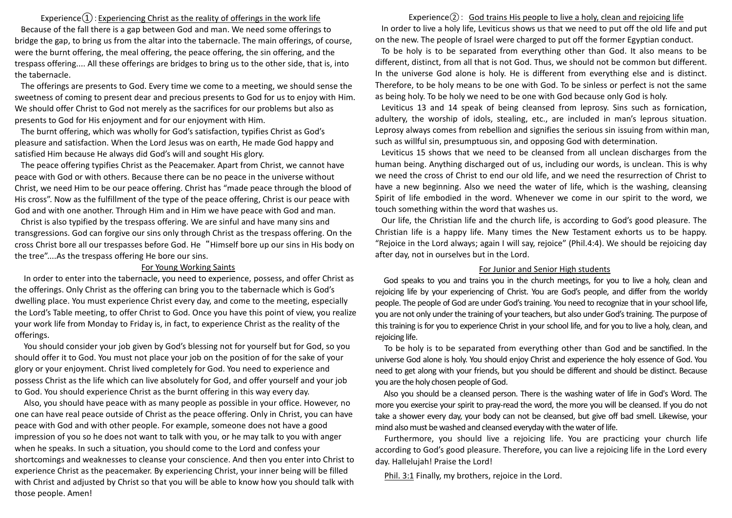## Experience①: Experiencing Christ as the reality of offerings in the work life

Because of the fall there is a gap between God and man. We need some offerings to bridge the gap, to bring us from the altar into the tabernacle. The main offerings, of course, were the burnt offering, the meal offering, the peace offering, the sin offering, and the trespass offering.... All these offerings are bridges to bring us to the other side, that is, into the tabernacle.

The offerings are presents to God. Every time we come to a meeting, we should sense the sweetness of coming to present dear and precious presents to God for us to enjoy with Him. We should offer Christ to God not merely as the sacrifices for our problems but also as presents to God for His enjoyment and for our enjoyment with Him.

The burnt offering, which was wholly for God's satisfaction, typifies Christ as God's pleasure and satisfaction. When the Lord Jesus was on earth, He made God happy and satisfied Him because He always did God's will and sought His glory.

The peace offering typifies Christ as the Peacemaker. Apart from Christ, we cannot have peace with God or with others. Because there can be no peace in the universe without Christ, we need Him to be our peace offering. Christ has "made peace through the blood of His cross". Now as the fulfillment of the type of the peace offering, Christ is our peace with God and with one another. Through Him and in Him we have peace with God and man.

Christ is also typified by the trespass offering. We are sinful and have many sins and transgressions. God can forgive our sins only through Christ as the trespass offering. On the cross Christ bore all our trespasses before God. He "Himself bore up our sins in His body on the tree"....As the trespass offering He bore our sins.

### For Young Working Saints

In order to enter into the tabernacle, you need to experience, possess, and offer Christ as the offerings. Only Christ as the offering can bring you to the tabernacle which is God's dwelling place. You must experience Christ every day, and come to the meeting, especially the Lord's Table meeting, to offer Christ to God. Once you have this point of view, you realize your work life from Monday to Friday is, in fact, to experience Christ as the reality of the offerings.

You should consider your job given by God's blessing not for yourself but for God, so you should offer it to God. You must not place your job on the position of for the sake of your glory or your enjoyment. Christ lived completely for God. You need to experience and possess Christ as the life which can live absolutely for God, and offer yourself and your job to God. You should experience Christ as the burnt offering in this way every day.

Also, you should have peace with as many people as possible in your office. However, no one can have real peace outside of Christ as the peace offering. Only in Christ, you can have peace with God and with other people. For example, someone does not have a good impression of you so he does not want to talk with you, or he may talk to you with anger when he speaks. In such a situation, you should come to the Lord and confess your shortcomings and weaknesses to cleanse your conscience. And then you enter into Christ to experience Christ as the peacemaker. By experiencing Christ, your inner being will be filled with Christ and adjusted by Christ so that you will be able to know how you should talk with those people. Amen!

## Experience②: God trains His people to live a holy, clean and rejoicing life

In order to live a holy life, Leviticus shows us that we need to put off the old life and put on the new. The people of Israel were charged to put off the former Egyptian conduct.

To be holy is to be separated from everything other than God. It also means to be different, distinct, from all that is not God. Thus, we should not be common but different. In the universe God alone is holy. He is different from everything else and is distinct. Therefore, to be holy means to be one with God. To be sinless or perfect is not the same as being holy. To be holy we need to be one with God because only God is holy.

Leviticus 13 and 14 speak of being cleansed from leprosy. Sins such as fornication, adultery, the worship of idols, stealing, etc., are included in man's leprous situation. Leprosy always comes from rebellion and signifies the serious sin issuing from within man, such as willful sin, presumptuous sin, and opposing God with determination.

Leviticus 15 shows that we need to be cleansed from all unclean discharges from the human being. Anything discharged out of us, including our words, is unclean. This is why we need the cross of Christ to end our old life, and we need the resurrection of Christ to have a new beginning. Also we need the water of life, which is the washing, cleansing Spirit of life embodied in the word. Whenever we come in our spirit to the word, we touch something within the word that washes us.

Our life, the Christian life and the church life, is according to God's good pleasure. The Christian life is a happy life. Many times the New Testament exhorts us to be happy. "Rejoice in the Lord always; again I will say, rejoice" (Phil.4:4). We should be rejoicing day after day, not in ourselves but in the Lord.

### For Junior and Senior High students

God speaks to you and trains you in the church meetings, for you to live a holy, clean and rejoicing life by your experiencing of Christ. You are God's people, and differ from the worldy people. The people of God are under God's training. You need to recognize that in your school life, you are not only under the training of your teachers, but also under God's training. The purpose of this training is for you to experience Christ in your school life, and for you to live a holy, clean, and rejoicing life.

To be holy is to be separated from everything other than God and be sanctified. In the universe God alone is holy. You should enjoy Christ and experience the holy essence of God. You need to get along with your friends, but you should be different and should be distinct. Because you are the holy chosen people of God.

Also you should be a cleansed person. There is the washing water of life in God's Word. The more you exercise your spirit to pray-read the word, the more you will be cleansed. If you do not take a shower every day, your body can not be cleansed, but give off bad smell. Likewise, your mind also must be washed and cleansed everyday with the water of life.

Furthermore, you should live a rejoicing life. You are practicing your church life according to God's good pleasure. Therefore, you can live a rejoicing life in the Lord every day. Hallelujah! Praise the Lord!

Phil. 3:1 Finally, my brothers, rejoice in the Lord.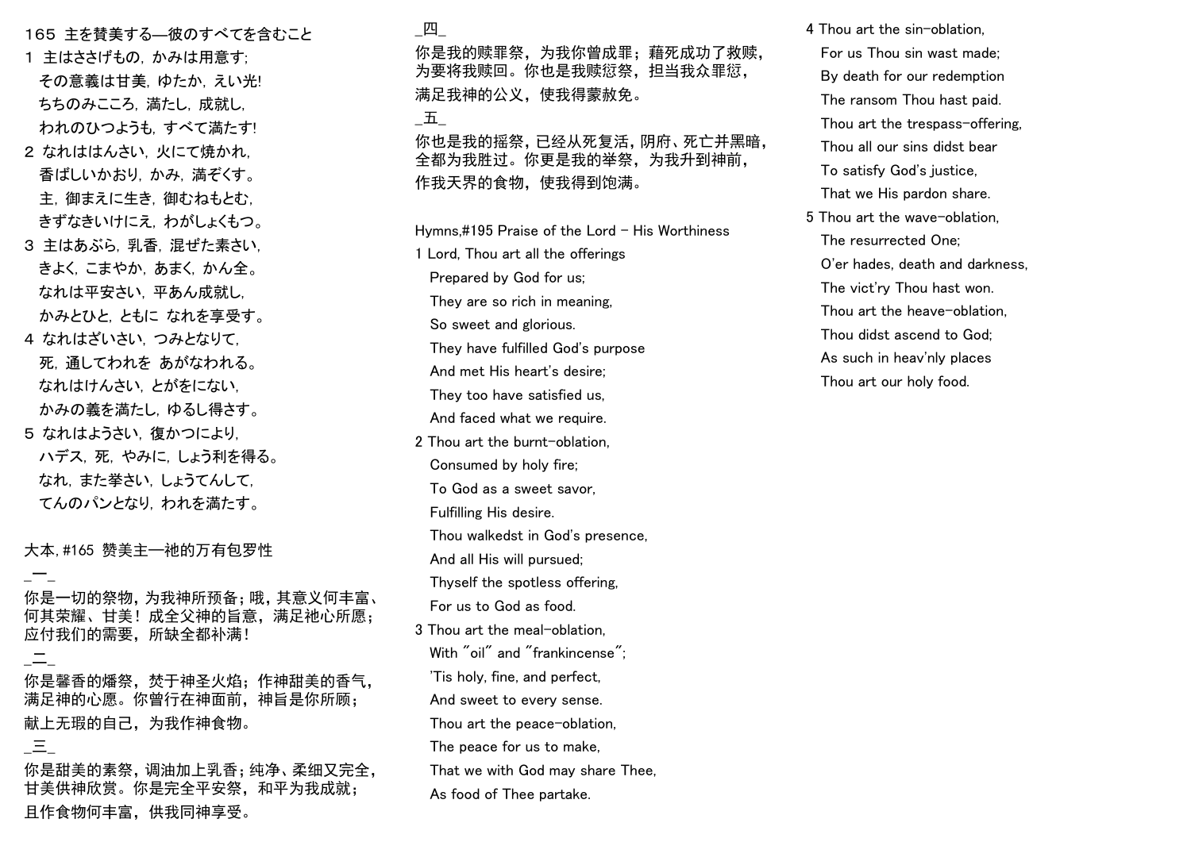165 主を賛美する―彼のすべてを含むこと

1 主はささげもの，かみは用意す;
その意義は甘美，ゆたか，えい光!
ちちのみこころ，満たし，成就し，
われのひつようも，すべて満たす!

2 なれははんさい，火にて焼かれ，
香ばしいかおり，かみ，満ぞくす。
主，御まえに生き，御むねもとむ，
きずなきいけにえ，わがしょくもつ。

3 主はあぶら，乳香，混ぜた素さい，
きよく，こまやか，あまく，かん全。
なれは平安さい，平あん成就し，
かみとひと，ともに なれを享受す。

4 なれはざいさい，つみとなりて，
死，通してわれを あがなわれる。
なれはけんさい，とがをにない，
かみの義を満たし，ゆるし得さす。

5 なれはようさい，復かつにより，
ハデス，死，やみに，しょう利を得る。
なれ，また挙さい，しょうてんして，
てんのパンとなり，われを満たす。

大本，#165 赞美主—祂的万有包罗性

_一_

你是一切的祭物，为我神所预备；哦，其意义何丰富、何其荣耀、甘美！成全父神的旨意，满足祂心所愿；应付我们的需要，所缺全都补满！

_二_

你是馨香的燔祭，焚于神圣火焰；作神甜美的香气，满足神的心愿。你曾行在神面前，神旨是你所顾；献上无瑕的自己，为我作神食物。

_三_

你是甜美的素祭，调油加上乳香；纯净、柔细又完全，甘美供神欣赏。你是完全平安祭，和平为我成就；且作食物何丰富，供我同神享受。

_四_

你是我的赎罪祭，为我你曾成罪；藉死成功了救赎，为要将我赎回。你也是我赎愆祭，担当我众罪愆，满足我神的公义，使我得蒙赦免。

_五_

你也是我的摇祭，已经从死复活，阴府、死亡并黑暗，全都为我胜过。你更是我的举祭，为我升到神前，作我天界的食物，使我得到饱满。

Hymns,#195 Praise of the Lord - His Worthiness

1 Lord, Thou art all the offerings
Prepared by God for us;
They are so rich in meaning,
So sweet and glorious.
They have fulfilled God's purpose
And met His heart's desire;
They too have satisfied us,
And faced what we require.

2 Thou art the burnt-oblation,
Consumed by holy fire;
To God as a sweet savor,
Fulfilling His desire.
Thou walkedst in God's presence,
And all His will pursued;
Thyself the spotless offering,
For us to God as food.

3 Thou art the meal-oblation,
With "oil" and "frankincense";
'Tis holy, fine, and perfect,
And sweet to every sense.
Thou art the peace-oblation,
The peace for us to make,
That we with God may share Thee,
As food of Thee partake.

4 Thou art the sin-oblation,
For us Thou sin wast made;
By death for our redemption
The ransom Thou hast paid.
Thou art the trespass-offering,
Thou all our sins didst bear
To satisfy God's justice,
That we His pardon share.

5 Thou art the wave-oblation,
The resurrected One;
O'er hades, death and darkness,
The vict'ry Thou hast won.
Thou art the heave-oblation,
Thou didst ascend to God;
As such in heav'nly places
Thou art our holy food.